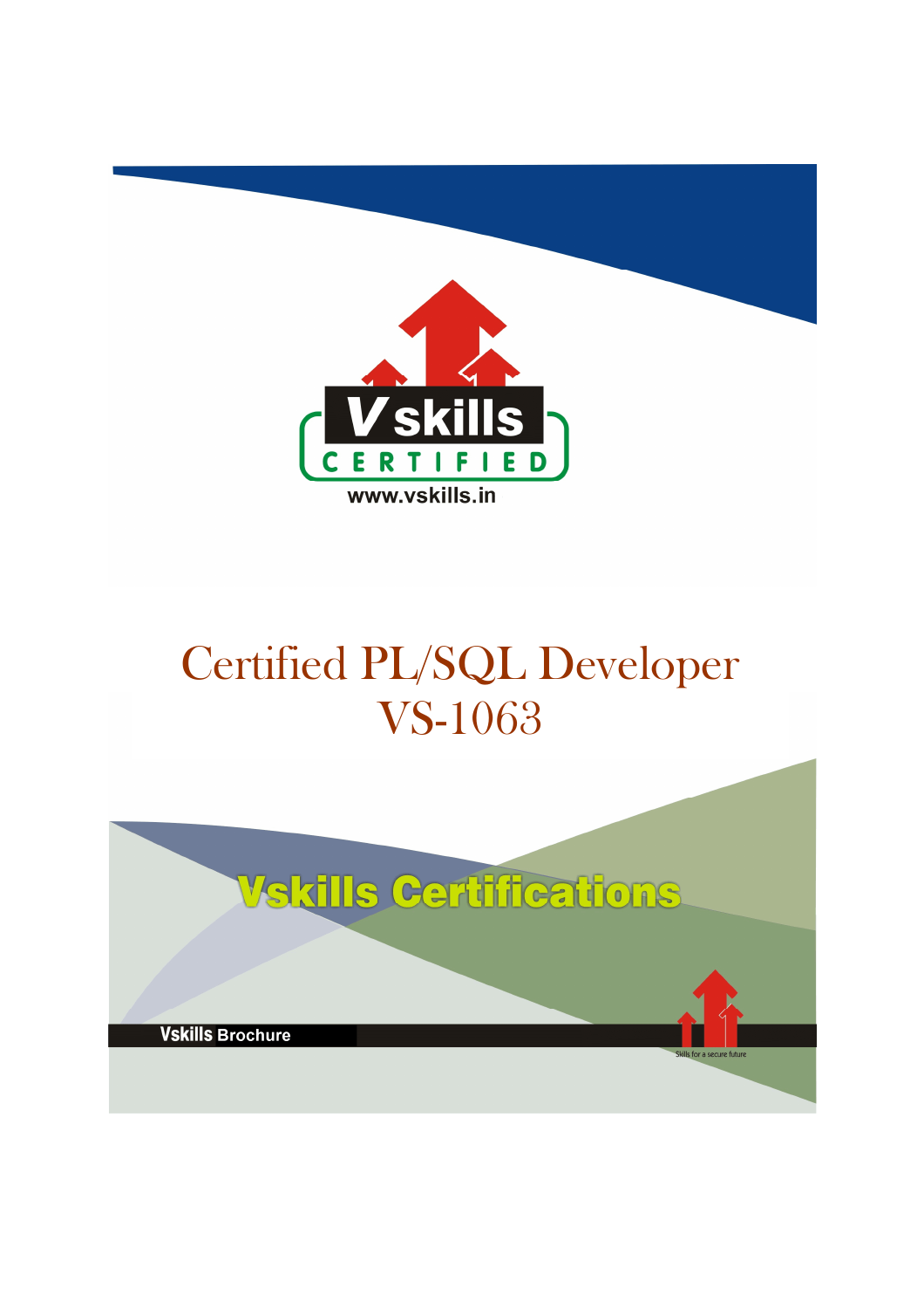Vskills CERTIFIED

www.vskills.in

# Certified PL/SQL Developer
# VS-1063

Vskills Certifications

Vskills Brochure

Skills for a secure future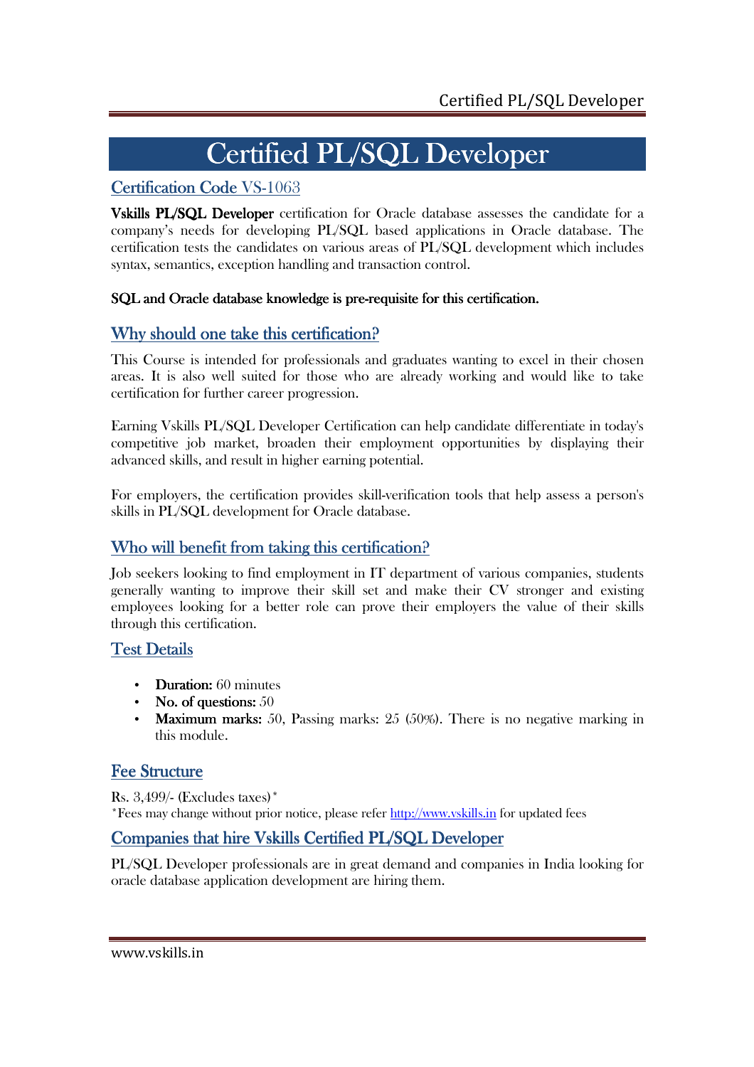# Certified PL/SQL Developer

## Certification Code VS-1063

**Vskills PL/SQL Developer** certification for Oracle database assesses the candidate for a company's needs for developing PL/SQL based applications in Oracle database. The certification tests the candidates on various areas of PL/SQL development which includes syntax, semantics, exception handling and transaction control.

**SQL and Oracle database knowledge is pre-requisite for this certification.**

## Why should one take this certification?

This Course is intended for professionals and graduates wanting to excel in their chosen areas. It is also well suited for those who are already working and would like to take certification for further career progression.

Earning Vskills PL/SQL Developer Certification can help candidate differentiate in today's competitive job market, broaden their employment opportunities by displaying their advanced skills, and result in higher earning potential.

For employers, the certification provides skill-verification tools that help assess a person's skills in PL/SQL development for Oracle database.

## Who will benefit from taking this certification?

Job seekers looking to find employment in IT department of various companies, students generally wanting to improve their skill set and make their CV stronger and existing employees looking for a better role can prove their employers the value of their skills through this certification.

## Test Details

- **Duration:** 60 minutes
- **No. of questions:** 50
- **Maximum marks:** 50, Passing marks: 25 (50%). There is no negative marking in this module.

## Fee Structure

Rs. 3,499/- (Excludes taxes)*

*Fees may change without prior notice, please refer http://www.vskills.in for updated fees

## Companies that hire Vskills Certified PL/SQL Developer

PL/SQL Developer professionals are in great demand and companies in India looking for oracle database application development are hiring them.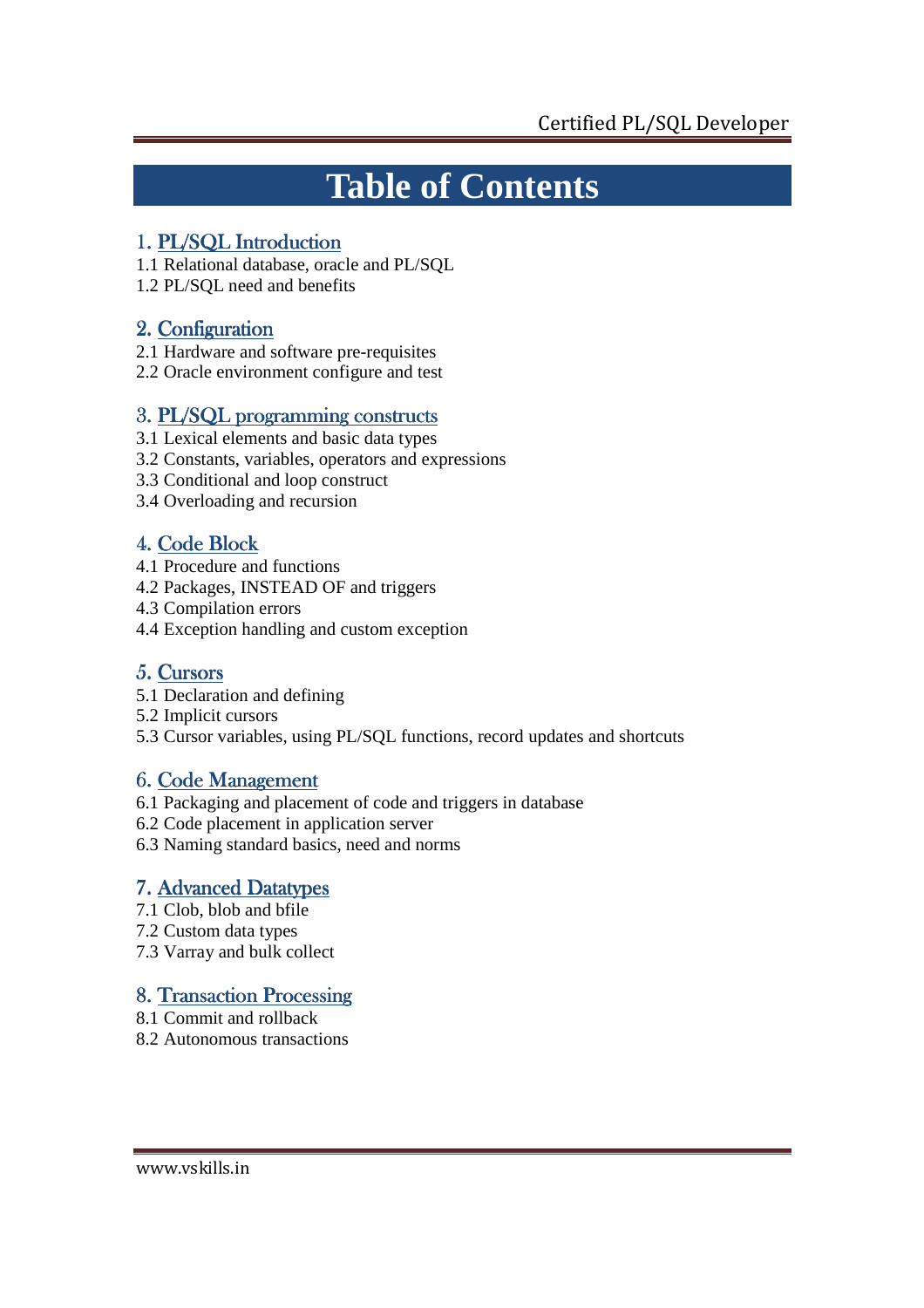# Table of Contents

## 1. PL/SQL Introduction

1.1 Relational database, oracle and PL/SQL
1.2 PL/SQL need and benefits

## 2. Configuration

2.1 Hardware and software pre-requisites
2.2 Oracle environment configure and test

## 3. PL/SQL programming constructs

3.1 Lexical elements and basic data types
3.2 Constants, variables, operators and expressions
3.3 Conditional and loop construct
3.4 Overloading and recursion

## 4. Code Block

4.1 Procedure and functions
4.2 Packages, INSTEAD OF and triggers
4.3 Compilation errors
4.4 Exception handling and custom exception

## 5. Cursors

5.1 Declaration and defining
5.2 Implicit cursors
5.3 Cursor variables, using PL/SQL functions, record updates and shortcuts

## 6. Code Management

6.1 Packaging and placement of code and triggers in database
6.2 Code placement in application server
6.3 Naming standard basics, need and norms

## 7. Advanced Datatypes

7.1 Clob, blob and bfile
7.2 Custom data types
7.3 Varray and bulk collect

## 8. Transaction Processing

8.1 Commit and rollback
8.2 Autonomous transactions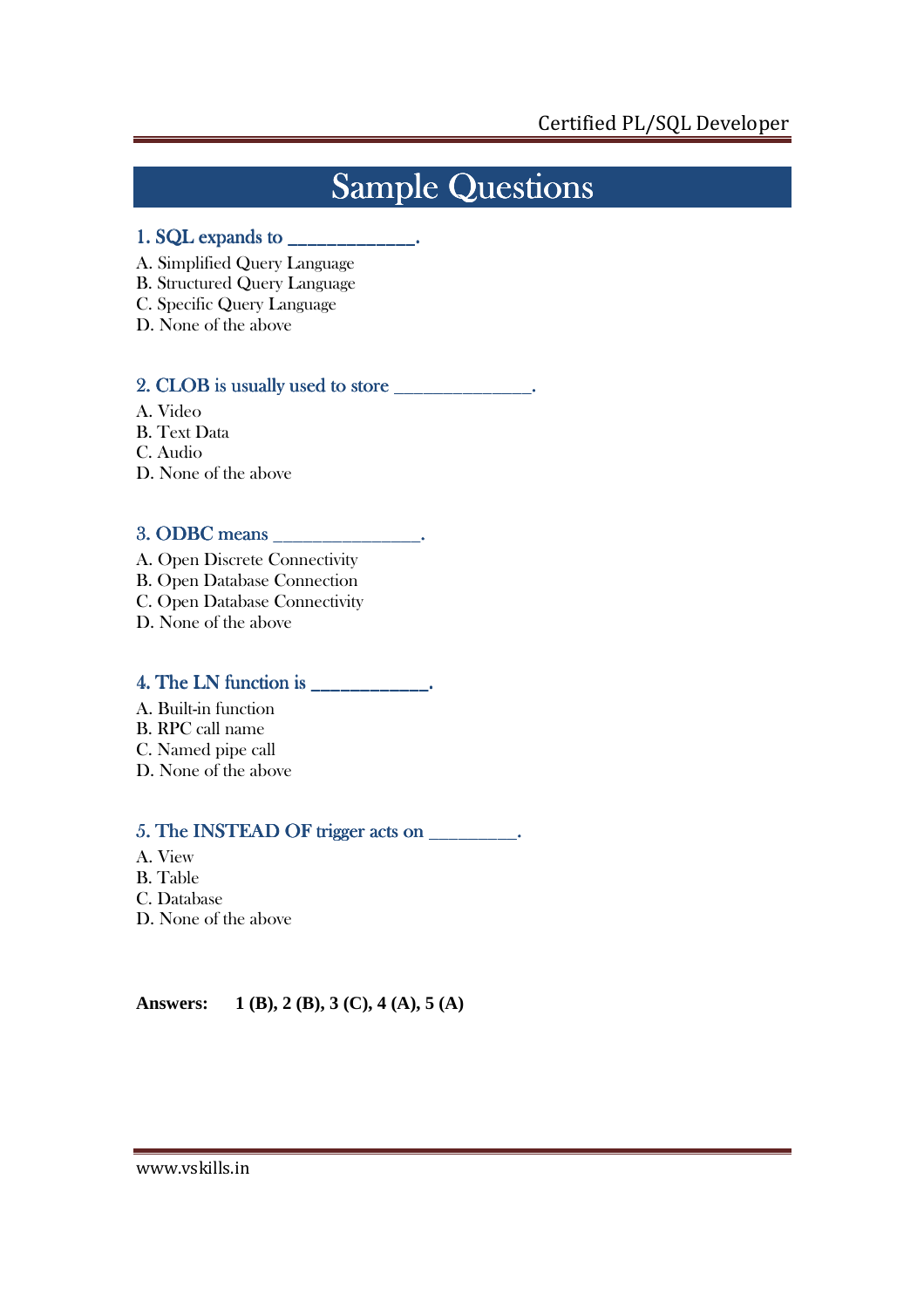# Sample Questions

### 1. SQL expands to _____________.

A. Simplified Query Language
B. Structured Query Language
C. Specific Query Language
D. None of the above

### 2. CLOB is usually used to store _______________.

A. Video
B. Text Data
C. Audio
D. None of the above

### 3. ODBC means ________________.

A. Open Discrete Connectivity
B. Open Database Connection
C. Open Database Connectivity
D. None of the above

### 4. The LN function is ____________.

A. Built-in function
B. RPC call name
C. Named pipe call
D. None of the above

### 5. The INSTEAD OF trigger acts on _________.

A. View
B. Table
C. Database
D. None of the above

**Answers: 1 (B), 2 (B), 3 (C), 4 (A), 5 (A)**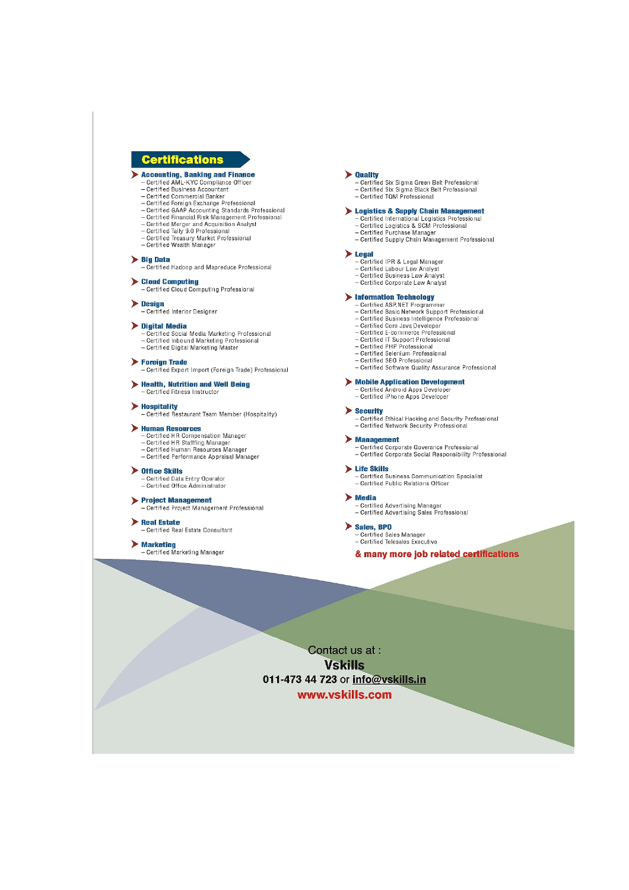## Certifications

### Accounting, Banking and Finance
- Certified AML-KYC Compliance Officer
- Certified Business Accountant
- Certified Commercial Banker
- Certified Foreign Exchange Professional
- Certified GAAP Accounting Standards Professional
- Certified Financial Risk Management Professional
- Certified Merger and Acquisition Analyst
- Certified Tally 9.0 Professional
- Certified Treasury Market Professional
- Certified Wealth Manager

### Big Data
- Certified Hadoop and Mapreduce Professional

### Cloud Computing
- Certified Cloud Computing Professional

### Design
- Certified Interior Designer

### Digital Media
- Certified Social Media Marketing Professional
- Certified Inbound Marketing Professional
- Certified Digital Marketing Master

### Foreign Trade
- Certified Export Import (Foreign Trade) Professional

### Health, Nutrition and Well Being
- Certified Fitness Instructor

### Hospitality
- Certified Restaurant Team Member (Hospitality)

### Human Resources
- Certified HR Compensation Manager
- Certified HR Stafffing Manager
- Certified Human Resources Manager
- Certified Performance Appraisal Manager

### Office Skills
- Certified Data Entry Operator
- Certified Office Administrator

### Project Management
- Certified Project Management Professional

### Real Estate
- Certified Real Estate Consultant

### Marketing
- Certified Marketing Manager

### Quality
- Certified Six Sigma Green Belt Professional
- Certified Six Sigma Black Belt Professional
- Certified TQM Professional

### Logistics & Supply Chain Management
- Certified International Logistics Professional
- Certified Logistics & SCM Professional
- Certified Purchase Manager
- Certified Supply Chain Management Professional

### Legal
- Certified IPR & Legal Manager
- Certified Labour Law Analyst
- Certified Business Law Analyst
- Certified Corporate Law Analyst

### Information Technology
- Certified ASP.NET Programmer
- Certified Basic Network Support Professional
- Certified Business Intelligence Professional
- Certified Core Java Developer
- Certified E-commerce Professional
- Certified IT Support Professional
- Certified PHP Professional
- Certified Selenium Professional
- Certified SEO Professional
- Certified Software Quality Assurance Professional

### Mobile Application Development
- Certified Android Apps Developer
- Certified iPhone Apps Developer

### Security
- Certified Ethical Hacking and Security Professional
- Certified Network Security Professional

### Management
- Certified Corporate Goverance Professional
- Certified Corporate Social Responsibility Professional

### Life Skills
- Certified Business Communication Specialist
- Certified Public Relations Officer

### Media
- Certified Advertising Manager
- Certified Advertising Sales Professional

### Sales, BPO
- Certified Sales Manager
- Certified Telesales Executive

**& many more job related certifications**

Contact us at :

**Vskills**

**011-473 44 723 or info@vskills.in**

**www.vskills.com**